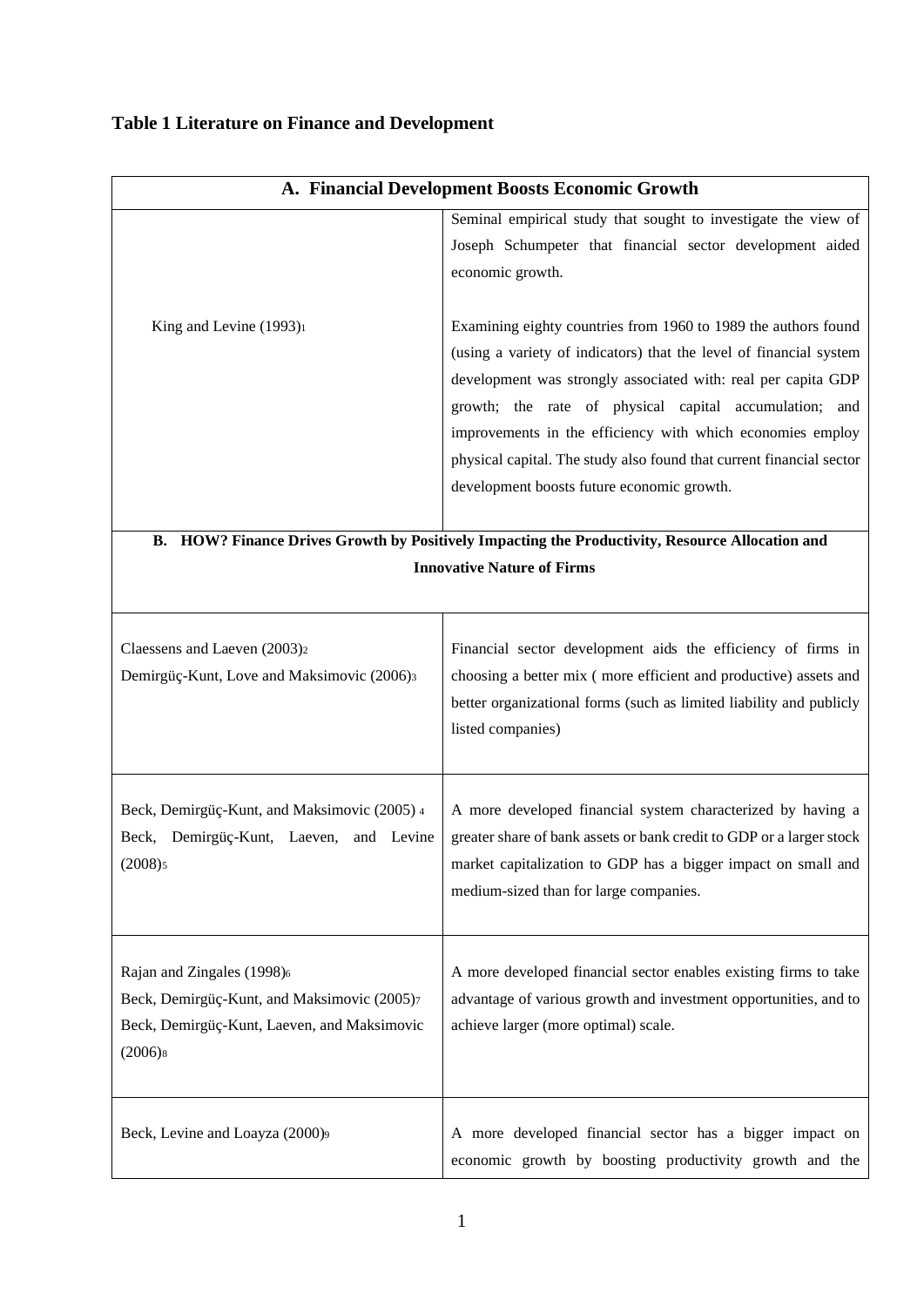## Table 1 Literature on Finance and Development

| A. Financial Development Boosts Economic Growth | |
|---|---|
| King and Levine (1993)[1] | Seminal empirical study that sought to investigate the view of Joseph Schumpeter that financial sector development aided economic growth.<br><br>Examining eighty countries from 1960 to 1989 the authors found (using a variety of indicators) that the level of financial system development was strongly associated with: real per capita GDP growth; the rate of physical capital accumulation; and improvements in the efficiency with which economies employ physical capital. The study also found that current financial sector development boosts future economic growth. |
| **B. HOW? Finance Drives Growth by Positively Impacting the Productivity, Resource Allocation and Innovative Nature of Firms** | |
| Claessens and Laeven (2003)[2]<br>Demirgüç-Kunt, Love and Maksimovic (2006)[3] | Financial sector development aids the efficiency of firms in choosing a better mix ( more efficient and productive) assets and better organizational forms (such as limited liability and publicly listed companies) |
| Beck, Demirgüç-Kunt, and Maksimovic (2005) [4]<br>Beck, Demirgüç-Kunt, Laeven, and Levine (2008)[5] | A more developed financial system characterized by having a greater share of bank assets or bank credit to GDP or a larger stock market capitalization to GDP has a bigger impact on small and medium-sized than for large companies. |
| Rajan and Zingales (1998)[6]<br>Beck, Demirgüç-Kunt, and Maksimovic (2005)[7]<br>Beck, Demirgüç-Kunt, Laeven, and Maksimovic (2006)[8] | A more developed financial sector enables existing firms to take advantage of various growth and investment opportunities, and to achieve larger (more optimal) scale. |
| Beck, Levine and Loayza (2000)[9] | A more developed financial sector has a bigger impact on economic growth by boosting productivity growth and the |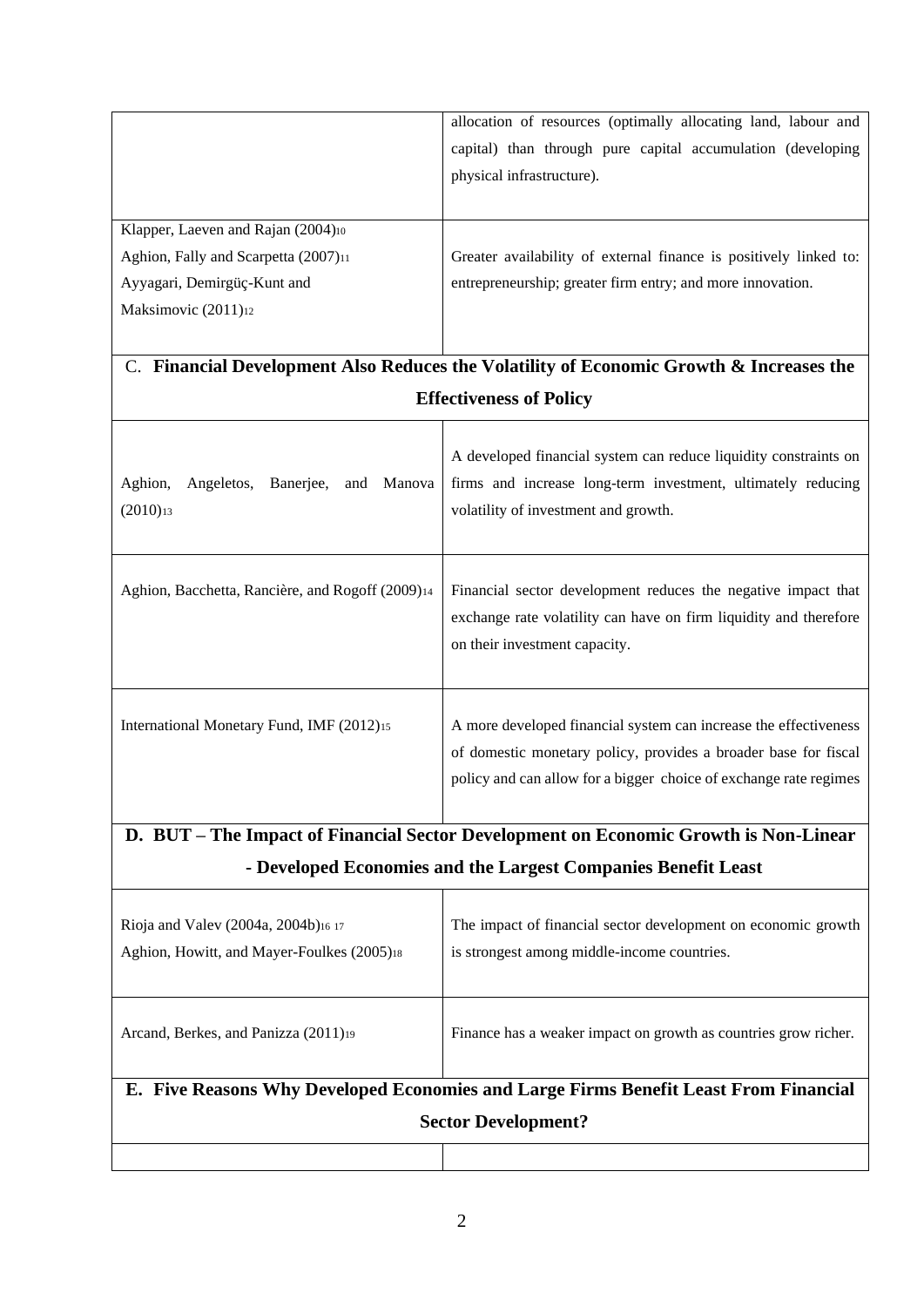| | |
|---|---|
| | allocation of resources (optimally allocating land, labour and capital) than through pure capital accumulation (developing physical infrastructure). |
| Klapper, Laeven and Rajan (2004)[10]<br>Aghion, Fally and Scarpetta (2007)[11]<br>Ayyagari, Demirgüç-Kunt and Maksimovic (2011)[12] | Greater availability of external finance is positively linked to: entrepreneurship; greater firm entry; and more innovation. |
| **C. Financial Development Also Reduces the Volatility of Economic Growth & Increases the Effectiveness of Policy** | |
| Aghion, Angeletos, Banerjee, and Manova (2010)[13] | A developed financial system can reduce liquidity constraints on firms and increase long-term investment, ultimately reducing volatility of investment and growth. |
| Aghion, Bacchetta, Rancière, and Rogoff (2009)[14] | Financial sector development reduces the negative impact that exchange rate volatility can have on firm liquidity and therefore on their investment capacity. |
| International Monetary Fund, IMF (2012)[15] | A more developed financial system can increase the effectiveness of domestic monetary policy, provides a broader base for fiscal policy and can allow for a bigger choice of exchange rate regimes |
| **D. BUT – The Impact of Financial Sector Development on Economic Growth is Non-Linear - Developed Economies and the Largest Companies Benefit Least** | |
| Rioja and Valev (2004a, 2004b)[16] [17]<br>Aghion, Howitt, and Mayer-Foulkes (2005)[18] | The impact of financial sector development on economic growth is strongest among middle-income countries. |
| Arcand, Berkes, and Panizza (2011)[19] | Finance has a weaker impact on growth as countries grow richer. |
| **E. Five Reasons Why Developed Economies and Large Firms Benefit Least From Financial Sector Development?** | |
| | |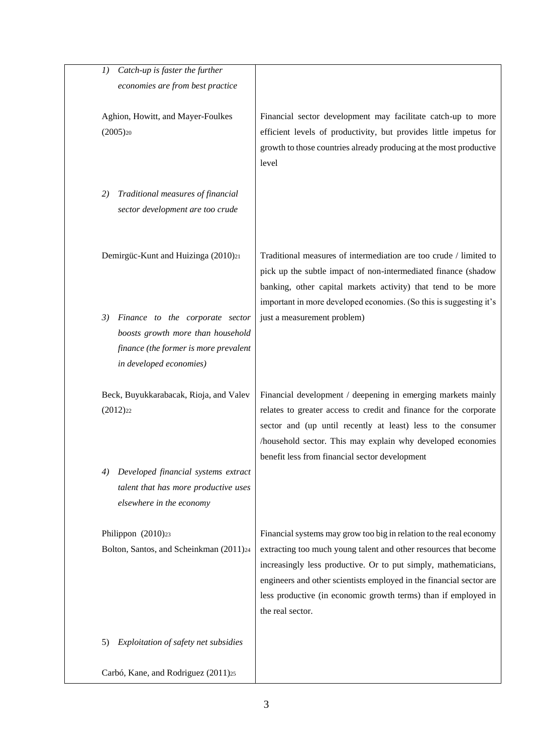| | |
|---|---|
| 1) *Catch-up is faster the further economies are from best practice* | |
| Aghion, Howitt, and Mayer-Foulkes (2005)[20] | Financial sector development may facilitate catch-up to more efficient levels of productivity, but provides little impetus for growth to those countries already producing at the most productive level |
| 2) *Traditional measures of financial sector development are too crude* | |
| Demirgüc-Kunt and Huizinga (2010)[21] | Traditional measures of intermediation are too crude / limited to pick up the subtle impact of non-intermediated finance (shadow banking, other capital markets activity) that tend to be more important in more developed economies. (So this is suggesting it's just a measurement problem) |
| 3) *Finance to the corporate sector boosts growth more than household finance (the former is more prevalent in developed economies)* | |
| Beck, Buyukkarabacak, Rioja, and Valev (2012)[22] | Financial development / deepening in emerging markets mainly relates to greater access to credit and finance for the corporate sector and (up until recently at least) less to the consumer /household sector. This may explain why developed economies benefit less from financial sector development |
| 4) *Developed financial systems extract talent that has more productive uses elsewhere in the economy* | |
| Philippon (2010)[23]<br>Bolton, Santos, and Scheinkman (2011)[24] | Financial systems may grow too big in relation to the real economy extracting too much young talent and other resources that become increasingly less productive. Or to put simply, mathematicians, engineers and other scientists employed in the financial sector are less productive (in economic growth terms) than if employed in the real sector. |
| 5) *Exploitation of safety net subsidies* | |
| Carbó, Kane, and Rodriguez (2011)[25] | |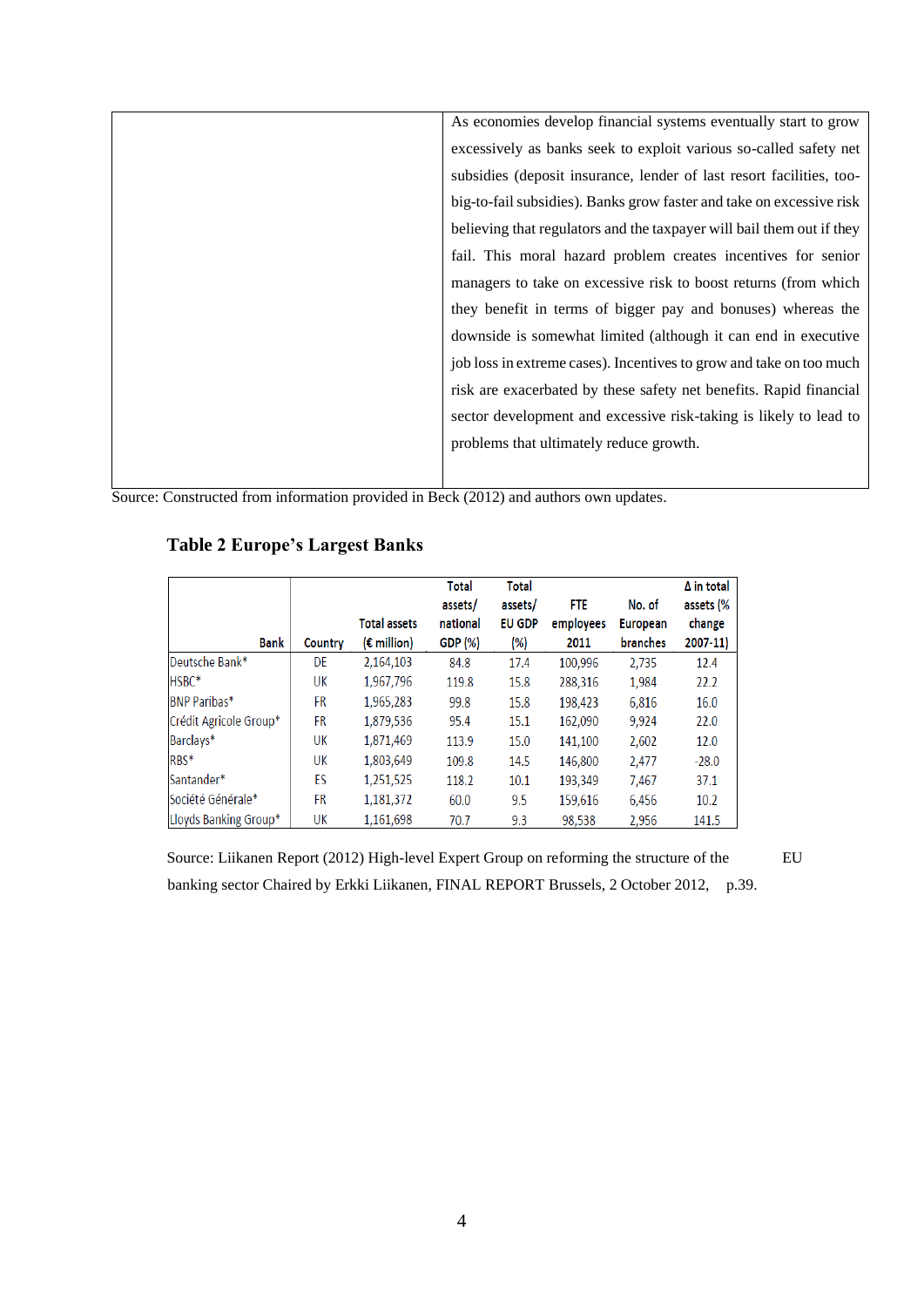| | As economies develop financial systems eventually start to grow excessively as banks seek to exploit various so-called safety net subsidies (deposit insurance, lender of last resort facilities, too-big-to-fail subsidies). Banks grow faster and take on excessive risk believing that regulators and the taxpayer will bail them out if they fail. This moral hazard problem creates incentives for senior managers to take on excessive risk to boost returns (from which they benefit in terms of bigger pay and bonuses) whereas the downside is somewhat limited (although it can end in executive job loss in extreme cases). Incentives to grow and take on too much risk are exacerbated by these safety net benefits. Rapid financial sector development and excessive risk-taking is likely to lead to problems that ultimately reduce growth. |
|---|---|

Source: Constructed from information provided in Beck (2012) and authors own updates.

## Table 2 Europe's Largest Banks

| Bank | Country | Total assets (€ million) | Total assets/ national GDP (%) | Total assets/ EU GDP (%) | FTE employees 2011 | No. of European branches | Δ in total assets (% change 2007-11) |
|---|---|---|---|---|---|---|---|
| Deutsche Bank* | DE | 2,164,103 | 84.8 | 17.4 | 100,996 | 2,735 | 12.4 |
| HSBC* | UK | 1,967,796 | 119.8 | 15.8 | 288,316 | 1,984 | 22.2 |
| BNP Paribas* | FR | 1,965,283 | 99.8 | 15.8 | 198,423 | 6,816 | 16.0 |
| Crédit Agricole Group* | FR | 1,879,536 | 95.4 | 15.1 | 162,090 | 9,924 | 22.0 |
| Barclays* | UK | 1,871,469 | 113.9 | 15.0 | 141,100 | 2,602 | 12.0 |
| RBS* | UK | 1,803,649 | 109.8 | 14.5 | 146,800 | 2,477 | -28.0 |
| Santander* | ES | 1,251,525 | 118.2 | 10.1 | 193,349 | 7,467 | 37.1 |
| Société Générale* | FR | 1,181,372 | 60.0 | 9.5 | 159,616 | 6,456 | 10.2 |
| Lloyds Banking Group* | UK | 1,161,698 | 70.7 | 9.3 | 98,538 | 2,956 | 141.5 |

Source: Liikanen Report (2012) High-level Expert Group on reforming the structure of the EU banking sector Chaired by Erkki Liikanen, FINAL REPORT Brussels, 2 October 2012, p.39.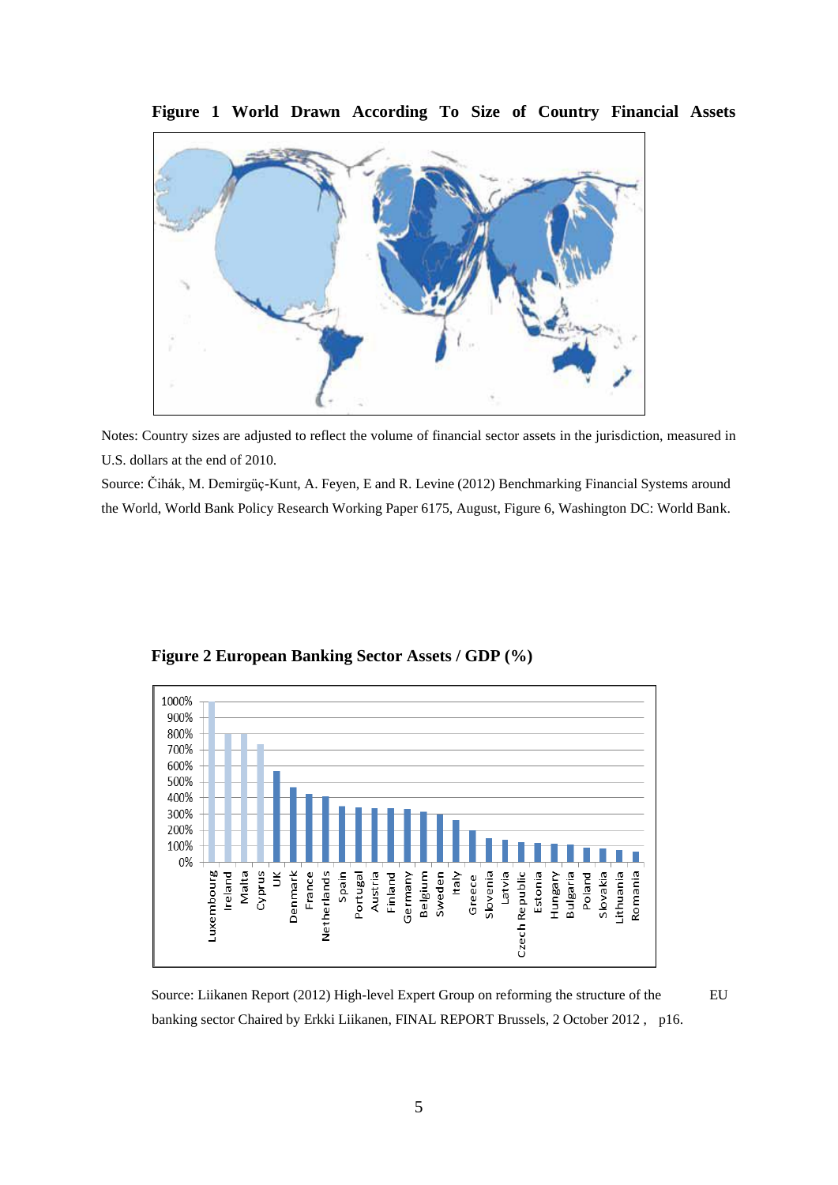**Figure 1 World Drawn According To Size of Country Financial Assets**

Notes: Country sizes are adjusted to reflect the volume of financial sector assets in the jurisdiction, measured in U.S. dollars at the end of 2010.

Source: Čihák, M. Demirgüç-Kunt, A. Feyen, E and R. Levine (2012) Benchmarking Financial Systems around the World, World Bank Policy Research Working Paper 6175, August, Figure 6, Washington DC: World Bank.

**Figure 2 European Banking Sector Assets / GDP (%)**

Source: Liikanen Report (2012) High-level Expert Group on reforming the structure of the EU banking sector Chaired by Erkki Liikanen, FINAL REPORT Brussels, 2 October 2012 , p16.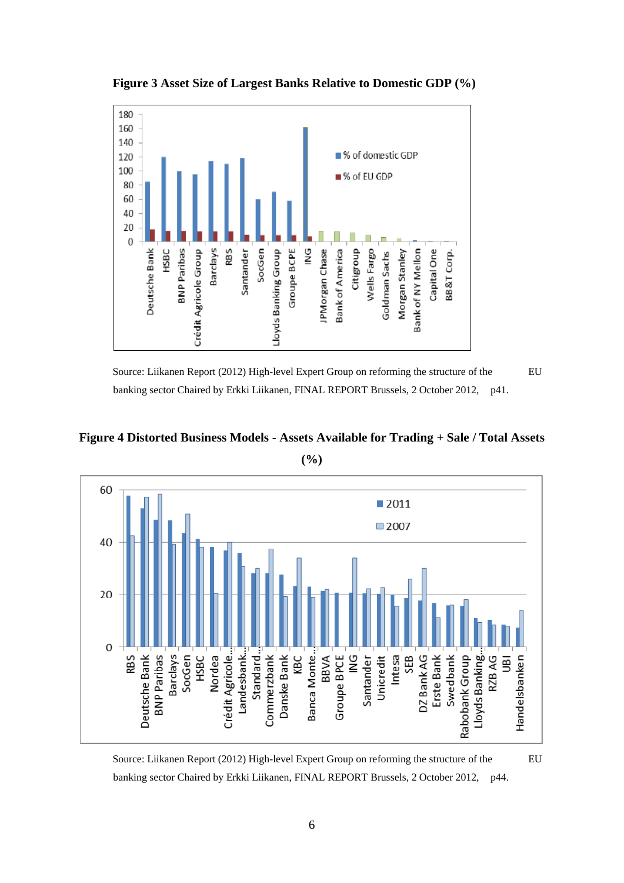**Figure 3 Asset Size of Largest Banks Relative to Domestic GDP (%)**

Source: Liikanen Report (2012) High-level Expert Group on reforming the structure of the EU banking sector Chaired by Erkki Liikanen, FINAL REPORT Brussels, 2 October 2012, p41.

**Figure 4 Distorted Business Models - Assets Available for Trading + Sale / Total Assets (%)**

Source: Liikanen Report (2012) High-level Expert Group on reforming the structure of the EU banking sector Chaired by Erkki Liikanen, FINAL REPORT Brussels, 2 October 2012, p44.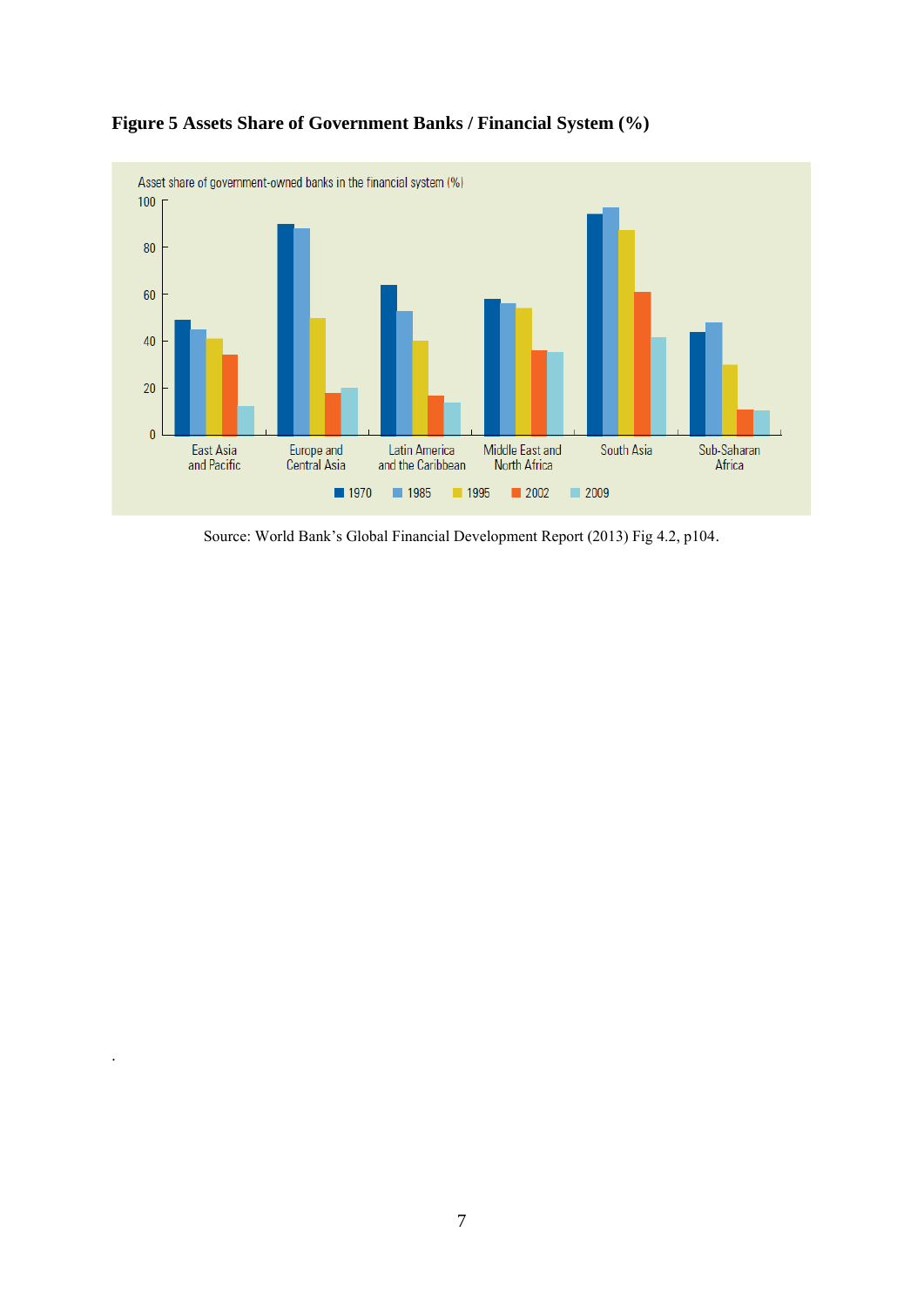**Figure 5 Assets Share of Government Banks / Financial System (%)**

Asset share of government-owned banks in the financial system (%)

100
80
60
40
20
0

East Asia and Pacific
Europe and Central Asia
Latin America and the Caribbean
Middle East and North Africa
South Asia
Sub-Saharan Africa

1970 1985 1995 2002 2009

Source: World Bank's Global Financial Development Report (2013) Fig 4.2, p104.